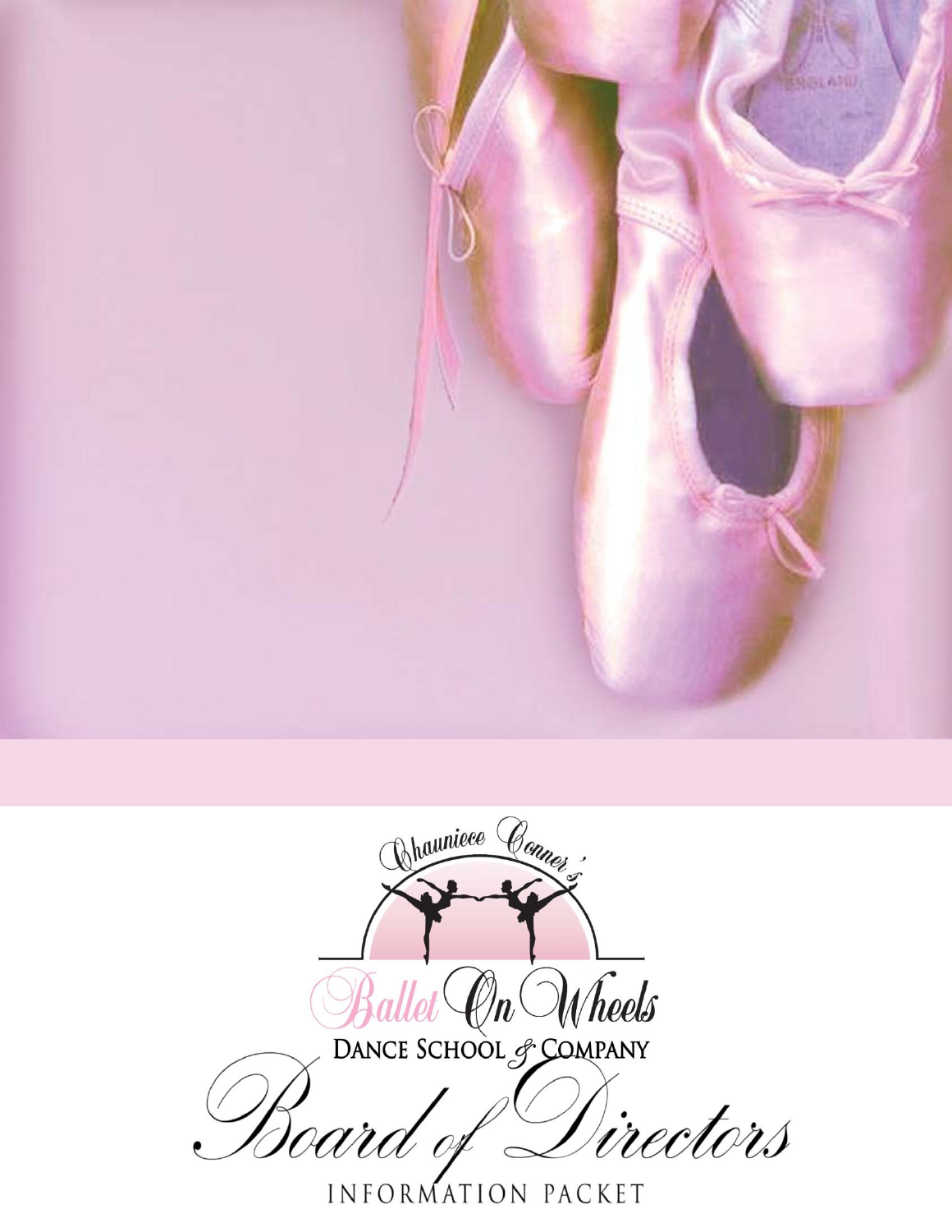Chauniece Conner's

# Ballet On Wheels

DANCE SCHOOL & COMPANY

# Board of Directors

INFORMATION PACKET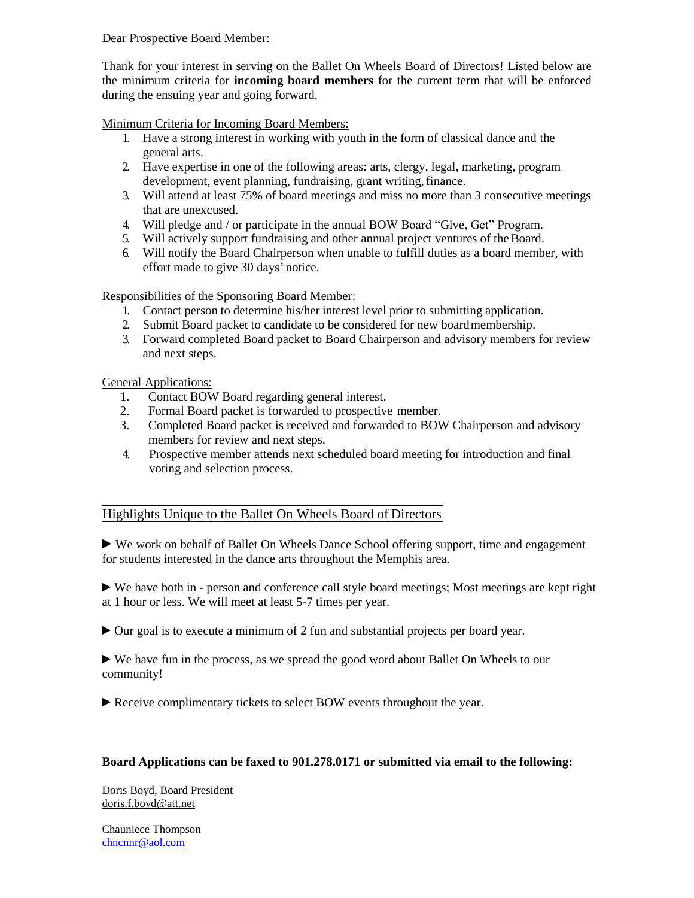Dear Prospective Board Member:

Thank for your interest in serving on the Ballet On Wheels Board of Directors! Listed below are the minimum criteria for **incoming board members** for the current term that will be enforced during the ensuing year and going forward.

Minimum Criteria for Incoming Board Members:

1. Have a strong interest in working with youth in the form of classical dance and the general arts.
2. Have expertise in one of the following areas: arts, clergy, legal, marketing, program development, event planning, fundraising, grant writing, finance.
3. Will attend at least 75% of board meetings and miss no more than 3 consecutive meetings that are unexcused.
4. Will pledge and / or participate in the annual BOW Board "Give, Get" Program.
5. Will actively support fundraising and other annual project ventures of the Board.
6. Will notify the Board Chairperson when unable to fulfill duties as a board member, with effort made to give 30 days' notice.

Responsibilities of the Sponsoring Board Member:

1. Contact person to determine his/her interest level prior to submitting application.
2. Submit Board packet to candidate to be considered for new board membership.
3. Forward completed Board packet to Board Chairperson and advisory members for review and next steps.

General Applications:

1. Contact BOW Board regarding general interest.
2. Formal Board packet is forwarded to prospective member.
3. Completed Board packet is received and forwarded to BOW Chairperson and advisory members for review and next steps.
4. Prospective member attends next scheduled board meeting for introduction and final voting and selection process.

## Highlights Unique to the Ballet On Wheels Board of Directors

► We work on behalf of Ballet On Wheels Dance School offering support, time and engagement for students interested in the dance arts throughout the Memphis area.

► We have both in - person and conference call style board meetings; Most meetings are kept right at 1 hour or less. We will meet at least 5-7 times per year.

► Our goal is to execute a minimum of 2 fun and substantial projects per board year.

► We have fun in the process, as we spread the good word about Ballet On Wheels to our community!

► Receive complimentary tickets to select BOW events throughout the year.

**Board Applications can be faxed to 901.278.0171 or submitted via email to the following:**

Doris Boyd, Board President
doris.f.boyd@att.net

Chauniece Thompson
chncnnr@aol.com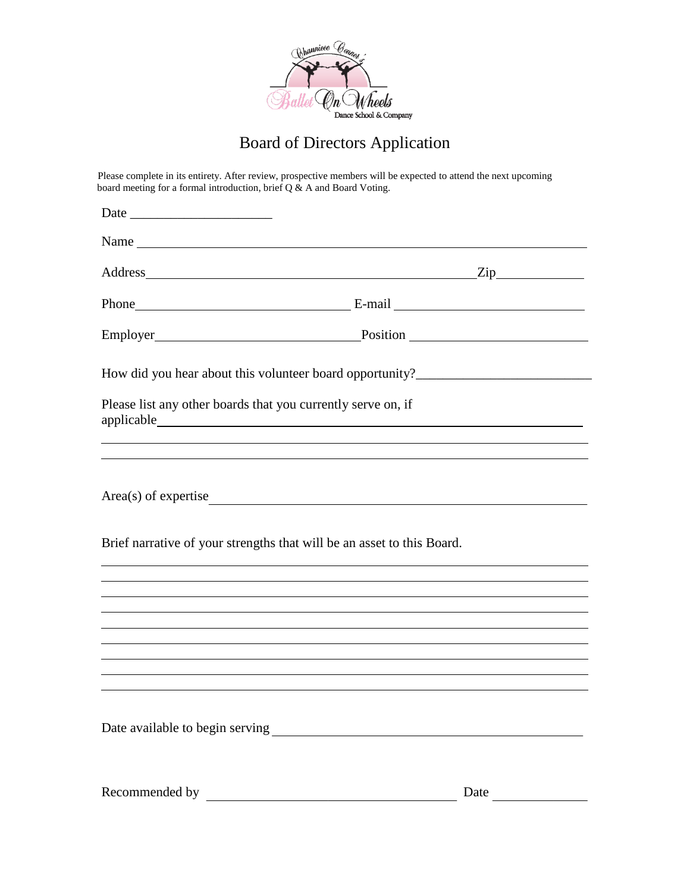Chaunicee Conner's Ballet On Wheels Dance School & Company

# Board of Directors Application

Please complete in its entirety. After review, prospective members will be expected to attend the next upcoming board meeting for a formal introduction, brief Q & A and Board Voting.

Date ____________________

Name ____________________________________________

Address ____________________________________ Zip __________

Phone ______________________ E-mail ______________________

Employer ______________________ Position ______________________

How did you hear about this volunteer board opportunity? ______________________

Please list any other boards that you currently serve on, if applicable ____________________________________________

____________________________________________

____________________________________________

Area(s) of expertise ____________________________________________

Brief narrative of your strengths that will be an asset to this Board.

____________________________________________

____________________________________________

____________________________________________

____________________________________________

____________________________________________

____________________________________________

____________________________________________

____________________________________________

____________________________________________

Date available to begin serving ____________________________________________

Recommended by ______________________________ Date ____________